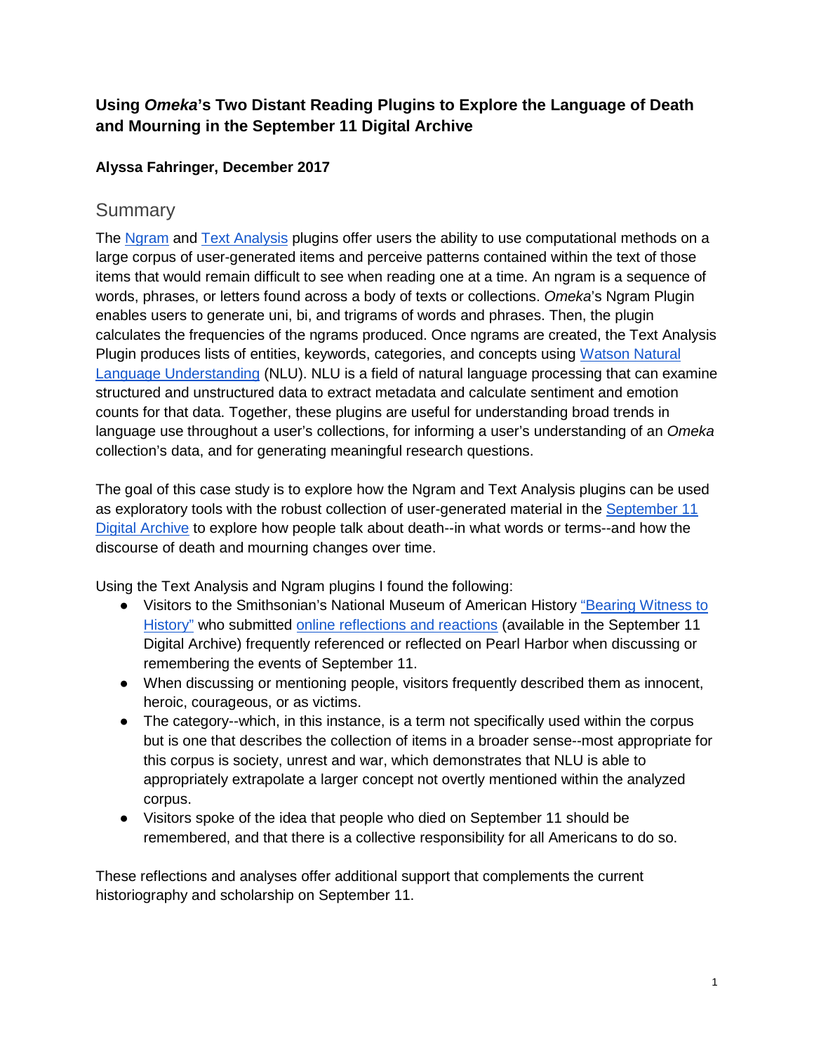# Using *Omeka*'s Two Distant Reading Plugins to Explore the Language of Death and Mourning in the September 11 Digital Archive

**Alyssa Fahringer, December 2017**

## Summary

The Ngram and Text Analysis plugins offer users the ability to use computational methods on a large corpus of user-generated items and perceive patterns contained within the text of those items that would remain difficult to see when reading one at a time. An ngram is a sequence of words, phrases, or letters found across a body of texts or collections. *Omeka*'s Ngram Plugin enables users to generate uni, bi, and trigrams of words and phrases. Then, the plugin calculates the frequencies of the ngrams produced. Once ngrams are created, the Text Analysis Plugin produces lists of entities, keywords, categories, and concepts using Watson Natural Language Understanding (NLU). NLU is a field of natural language processing that can examine structured and unstructured data to extract metadata and calculate sentiment and emotion counts for that data. Together, these plugins are useful for understanding broad trends in language use throughout a user's collections, for informing a user's understanding of an *Omeka* collection's data, and for generating meaningful research questions.

The goal of this case study is to explore how the Ngram and Text Analysis plugins can be used as exploratory tools with the robust collection of user-generated material in the September 11 Digital Archive to explore how people talk about death--in what words or terms--and how the discourse of death and mourning changes over time.

Using the Text Analysis and Ngram plugins I found the following:

- Visitors to the Smithsonian's National Museum of American History "Bearing Witness to History" who submitted online reflections and reactions (available in the September 11 Digital Archive) frequently referenced or reflected on Pearl Harbor when discussing or remembering the events of September 11.
- When discussing or mentioning people, visitors frequently described them as innocent, heroic, courageous, or as victims.
- The category--which, in this instance, is a term not specifically used within the corpus but is one that describes the collection of items in a broader sense--most appropriate for this corpus is society, unrest and war, which demonstrates that NLU is able to appropriately extrapolate a larger concept not overtly mentioned within the analyzed corpus.
- Visitors spoke of the idea that people who died on September 11 should be remembered, and that there is a collective responsibility for all Americans to do so.

These reflections and analyses offer additional support that complements the current historiography and scholarship on September 11.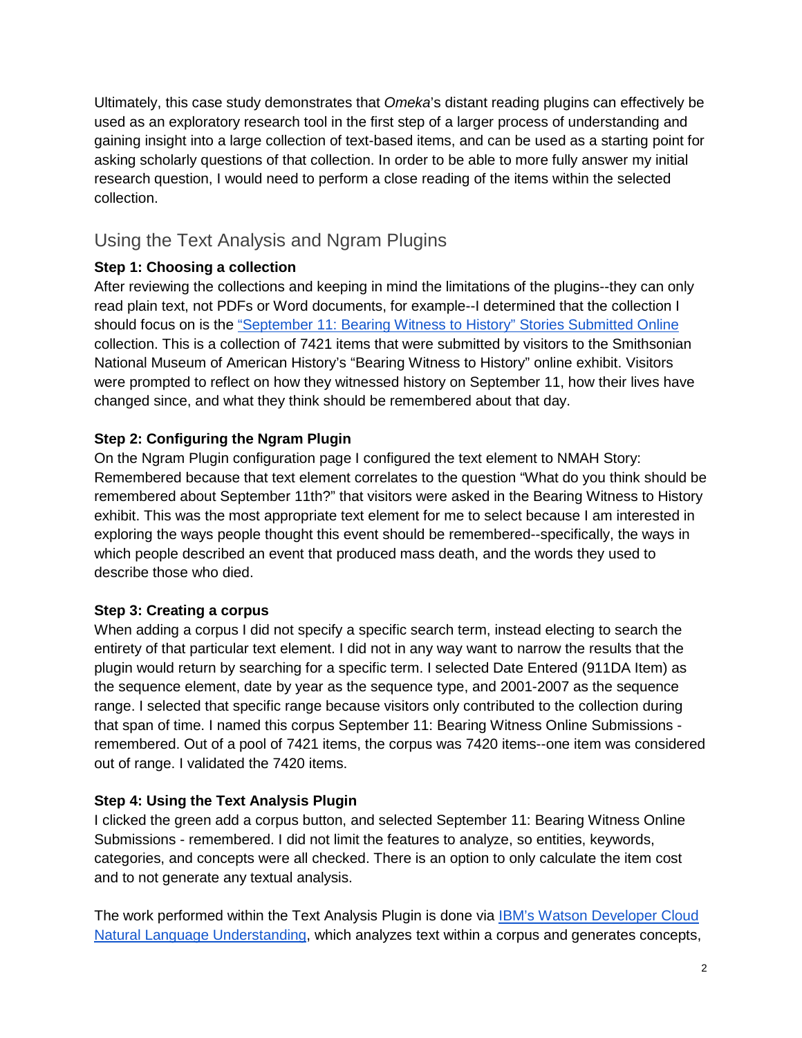Ultimately, this case study demonstrates that *Omeka*'s distant reading plugins can effectively be used as an exploratory research tool in the first step of a larger process of understanding and gaining insight into a large collection of text-based items, and can be used as a starting point for asking scholarly questions of that collection. In order to be able to more fully answer my initial research question, I would need to perform a close reading of the items within the selected collection.

## Using the Text Analysis and Ngram Plugins

**Step 1: Choosing a collection**

After reviewing the collections and keeping in mind the limitations of the plugins--they can only read plain text, not PDFs or Word documents, for example--I determined that the collection I should focus on is the "September 11: Bearing Witness to History" Stories Submitted Online collection. This is a collection of 7421 items that were submitted by visitors to the Smithsonian National Museum of American History's "Bearing Witness to History" online exhibit. Visitors were prompted to reflect on how they witnessed history on September 11, how their lives have changed since, and what they think should be remembered about that day.

**Step 2: Configuring the Ngram Plugin**

On the Ngram Plugin configuration page I configured the text element to NMAH Story: Remembered because that text element correlates to the question "What do you think should be remembered about September 11th?" that visitors were asked in the Bearing Witness to History exhibit. This was the most appropriate text element for me to select because I am interested in exploring the ways people thought this event should be remembered--specifically, the ways in which people described an event that produced mass death, and the words they used to describe those who died.

**Step 3: Creating a corpus**

When adding a corpus I did not specify a specific search term, instead electing to search the entirety of that particular text element. I did not in any way want to narrow the results that the plugin would return by searching for a specific term. I selected Date Entered (911DA Item) as the sequence element, date by year as the sequence type, and 2001-2007 as the sequence range. I selected that specific range because visitors only contributed to the collection during that span of time. I named this corpus September 11: Bearing Witness Online Submissions - remembered. Out of a pool of 7421 items, the corpus was 7420 items--one item was considered out of range. I validated the 7420 items.

**Step 4: Using the Text Analysis Plugin**

I clicked the green add a corpus button, and selected September 11: Bearing Witness Online Submissions - remembered. I did not limit the features to analyze, so entities, keywords, categories, and concepts were all checked. There is an option to only calculate the item cost and to not generate any textual analysis.

The work performed within the Text Analysis Plugin is done via IBM's Watson Developer Cloud Natural Language Understanding, which analyzes text within a corpus and generates concepts,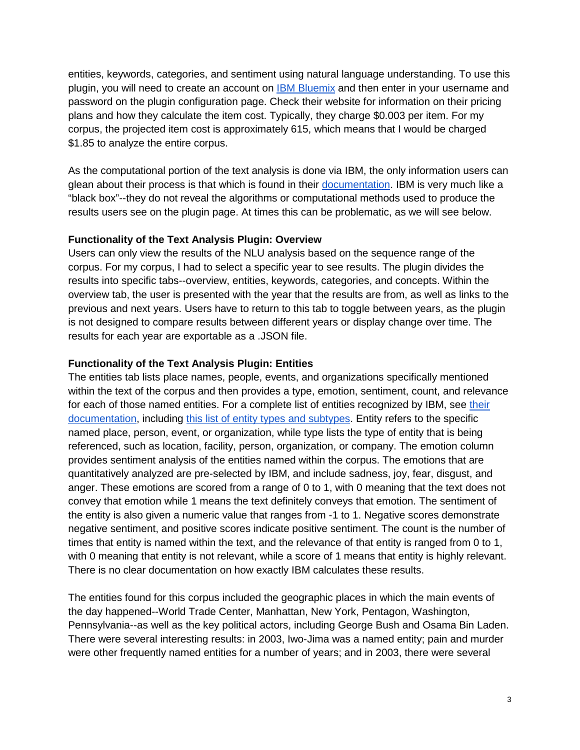entities, keywords, categories, and sentiment using natural language understanding. To use this plugin, you will need to create an account on [IBM Bluemix]() and then enter in your username and password on the plugin configuration page. Check their website for information on their pricing plans and how they calculate the item cost. Typically, they charge $0.003 per item. For my corpus, the projected item cost is approximately 615, which means that I would be charged $1.85 to analyze the entire corpus.

As the computational portion of the text analysis is done via IBM, the only information users can glean about their process is that which is found in their [documentation](). IBM is very much like a "black box"--they do not reveal the algorithms or computational methods used to produce the results users see on the plugin page. At times this can be problematic, as we will see below.

**Functionality of the Text Analysis Plugin: Overview**

Users can only view the results of the NLU analysis based on the sequence range of the corpus. For my corpus, I had to select a specific year to see results. The plugin divides the results into specific tabs--overview, entities, keywords, categories, and concepts. Within the overview tab, the user is presented with the year that the results are from, as well as links to the previous and next years. Users have to return to this tab to toggle between years, as the plugin is not designed to compare results between different years or display change over time. The results for each year are exportable as a .JSON file.

**Functionality of the Text Analysis Plugin: Entities**

The entities tab lists place names, people, events, and organizations specifically mentioned within the text of the corpus and then provides a type, emotion, sentiment, count, and relevance for each of those named entities. For a complete list of entities recognized by IBM, see [their documentation](), including [this list of entity types and subtypes](). Entity refers to the specific named place, person, event, or organization, while type lists the type of entity that is being referenced, such as location, facility, person, organization, or company. The emotion column provides sentiment analysis of the entities named within the corpus. The emotions that are quantitatively analyzed are pre-selected by IBM, and include sadness, joy, fear, disgust, and anger. These emotions are scored from a range of 0 to 1, with 0 meaning that the text does not convey that emotion while 1 means the text definitely conveys that emotion. The sentiment of the entity is also given a numeric value that ranges from -1 to 1. Negative scores demonstrate negative sentiment, and positive scores indicate positive sentiment. The count is the number of times that entity is named within the text, and the relevance of that entity is ranged from 0 to 1, with 0 meaning that entity is not relevant, while a score of 1 means that entity is highly relevant. There is no clear documentation on how exactly IBM calculates these results.

The entities found for this corpus included the geographic places in which the main events of the day happened--World Trade Center, Manhattan, New York, Pentagon, Washington, Pennsylvania--as well as the key political actors, including George Bush and Osama Bin Laden. There were several interesting results: in 2003, Iwo-Jima was a named entity; pain and murder were other frequently named entities for a number of years; and in 2003, there were several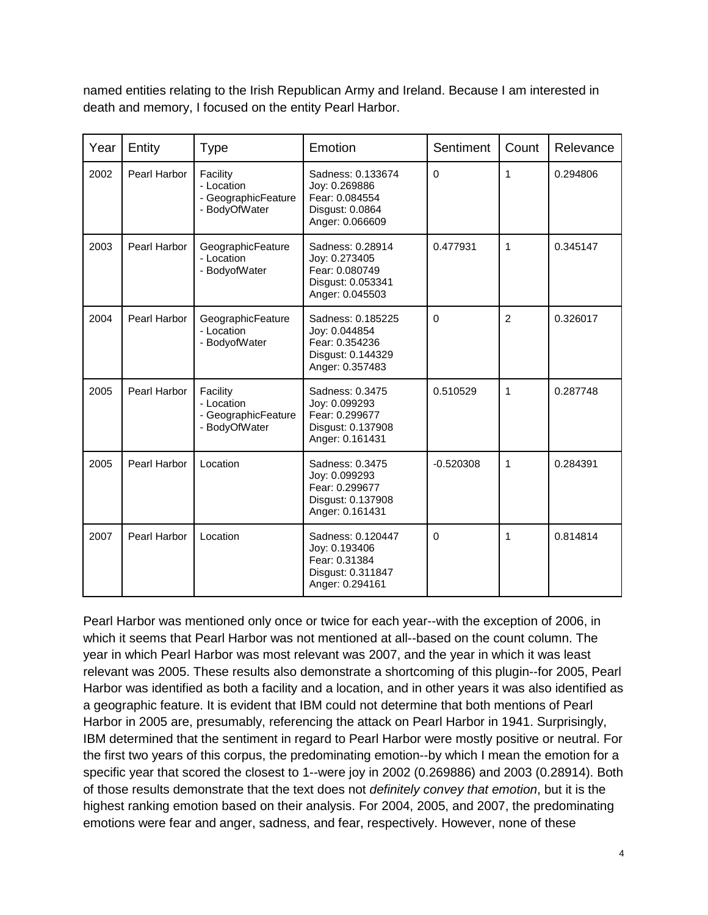named entities relating to the Irish Republican Army and Ireland. Because I am interested in death and memory, I focused on the entity Pearl Harbor.

| Year | Entity | Type | Emotion | Sentiment | Count | Relevance |
|---|---|---|---|---|---|---|
| 2002 | Pearl Harbor | Facility<br>- Location<br>- GeographicFeature<br>- BodyOfWater | Sadness: 0.133674<br>Joy: 0.269886<br>Fear: 0.084554<br>Disgust: 0.0864<br>Anger: 0.066609 | 0 | 1 | 0.294806 |
| 2003 | Pearl Harbor | GeographicFeature<br>- Location<br>- BodyofWater | Sadness: 0.28914<br>Joy: 0.273405<br>Fear: 0.080749<br>Disgust: 0.053341<br>Anger: 0.045503 | 0.477931 | 1 | 0.345147 |
| 2004 | Pearl Harbor | GeographicFeature<br>- Location<br>- BodyofWater | Sadness: 0.185225<br>Joy: 0.044854<br>Fear: 0.354236<br>Disgust: 0.144329<br>Anger: 0.357483 | 0 | 2 | 0.326017 |
| 2005 | Pearl Harbor | Facility<br>- Location<br>- GeographicFeature<br>- BodyOfWater | Sadness: 0.3475<br>Joy: 0.099293<br>Fear: 0.299677<br>Disgust: 0.137908<br>Anger: 0.161431 | 0.510529 | 1 | 0.287748 |
| 2005 | Pearl Harbor | Location | Sadness: 0.3475<br>Joy: 0.099293<br>Fear: 0.299677<br>Disgust: 0.137908<br>Anger: 0.161431 | -0.520308 | 1 | 0.284391 |
| 2007 | Pearl Harbor | Location | Sadness: 0.120447<br>Joy: 0.193406<br>Fear: 0.31384<br>Disgust: 0.311847<br>Anger: 0.294161 | 0 | 1 | 0.814814 |

Pearl Harbor was mentioned only once or twice for each year--with the exception of 2006, in which it seems that Pearl Harbor was not mentioned at all--based on the count column. The year in which Pearl Harbor was most relevant was 2007, and the year in which it was least relevant was 2005. These results also demonstrate a shortcoming of this plugin--for 2005, Pearl Harbor was identified as both a facility and a location, and in other years it was also identified as a geographic feature. It is evident that IBM could not determine that both mentions of Pearl Harbor in 2005 are, presumably, referencing the attack on Pearl Harbor in 1941. Surprisingly, IBM determined that the sentiment in regard to Pearl Harbor were mostly positive or neutral. For the first two years of this corpus, the predominating emotion--by which I mean the emotion for a specific year that scored the closest to 1--were joy in 2002 (0.269886) and 2003 (0.28914). Both of those results demonstrate that the text does not *definitely convey that emotion*, but it is the highest ranking emotion based on their analysis. For 2004, 2005, and 2007, the predominating emotions were fear and anger, sadness, and fear, respectively. However, none of these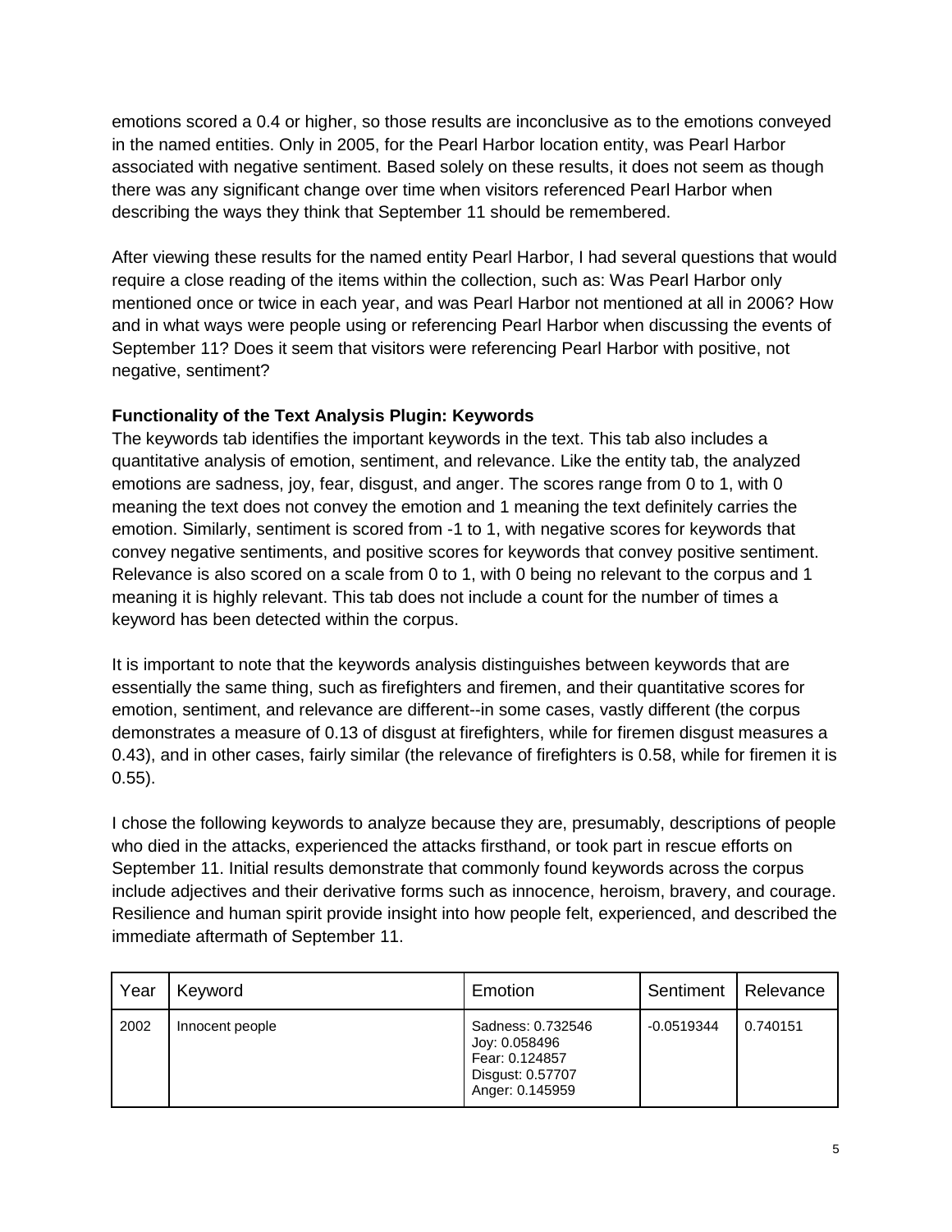emotions scored a 0.4 or higher, so those results are inconclusive as to the emotions conveyed in the named entities. Only in 2005, for the Pearl Harbor location entity, was Pearl Harbor associated with negative sentiment. Based solely on these results, it does not seem as though there was any significant change over time when visitors referenced Pearl Harbor when describing the ways they think that September 11 should be remembered.

After viewing these results for the named entity Pearl Harbor, I had several questions that would require a close reading of the items within the collection, such as: Was Pearl Harbor only mentioned once or twice in each year, and was Pearl Harbor not mentioned at all in 2006? How and in what ways were people using or referencing Pearl Harbor when discussing the events of September 11? Does it seem that visitors were referencing Pearl Harbor with positive, not negative, sentiment?

**Functionality of the Text Analysis Plugin: Keywords**

The keywords tab identifies the important keywords in the text. This tab also includes a quantitative analysis of emotion, sentiment, and relevance. Like the entity tab, the analyzed emotions are sadness, joy, fear, disgust, and anger. The scores range from 0 to 1, with 0 meaning the text does not convey the emotion and 1 meaning the text definitely carries the emotion. Similarly, sentiment is scored from -1 to 1, with negative scores for keywords that convey negative sentiments, and positive scores for keywords that convey positive sentiment. Relevance is also scored on a scale from 0 to 1, with 0 being no relevant to the corpus and 1 meaning it is highly relevant. This tab does not include a count for the number of times a keyword has been detected within the corpus.

It is important to note that the keywords analysis distinguishes between keywords that are essentially the same thing, such as firefighters and firemen, and their quantitative scores for emotion, sentiment, and relevance are different--in some cases, vastly different (the corpus demonstrates a measure of 0.13 of disgust at firefighters, while for firemen disgust measures a 0.43), and in other cases, fairly similar (the relevance of firefighters is 0.58, while for firemen it is 0.55).

I chose the following keywords to analyze because they are, presumably, descriptions of people who died in the attacks, experienced the attacks firsthand, or took part in rescue efforts on September 11. Initial results demonstrate that commonly found keywords across the corpus include adjectives and their derivative forms such as innocence, heroism, bravery, and courage. Resilience and human spirit provide insight into how people felt, experienced, and described the immediate aftermath of September 11.

| Year | Keyword | Emotion | Sentiment | Relevance |
|---|---|---|---|---|
| 2002 | Innocent people | Sadness: 0.732546<br>Joy: 0.058496<br>Fear: 0.124857<br>Disgust: 0.57707<br>Anger: 0.145959 | -0.0519344 | 0.740151 |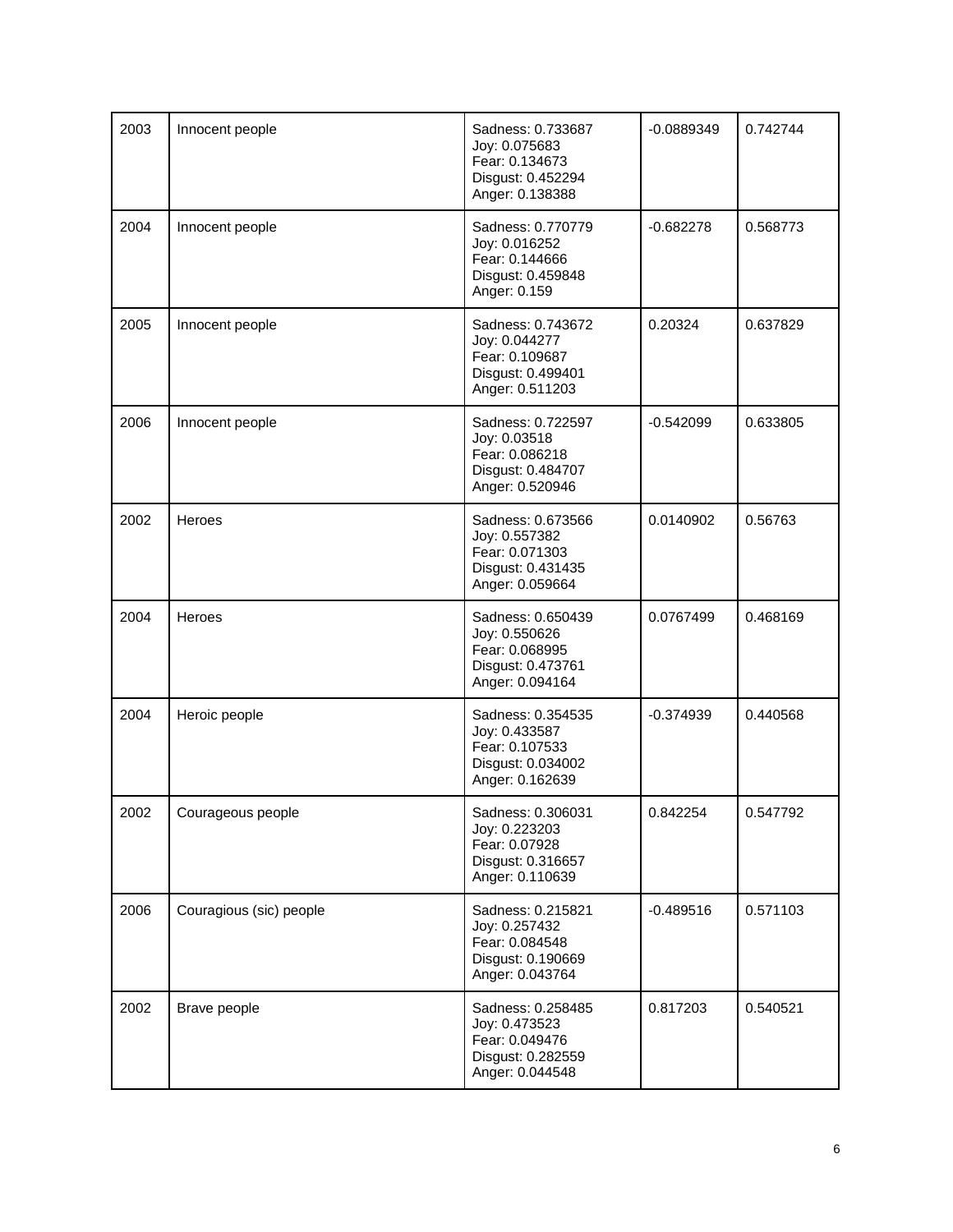| 2003 | Innocent people | Sadness: 0.733687<br>Joy: 0.075683<br>Fear: 0.134673<br>Disgust: 0.452294<br>Anger: 0.138388 | -0.0889349 | 0.742744 |
|---|---|---|---|---|
| 2004 | Innocent people | Sadness: 0.770779<br>Joy: 0.016252<br>Fear: 0.144666<br>Disgust: 0.459848<br>Anger: 0.159 | -0.682278 | 0.568773 |
| 2005 | Innocent people | Sadness: 0.743672<br>Joy: 0.044277<br>Fear: 0.109687<br>Disgust: 0.499401<br>Anger: 0.511203 | 0.20324 | 0.637829 |
| 2006 | Innocent people | Sadness: 0.722597<br>Joy: 0.03518<br>Fear: 0.086218<br>Disgust: 0.484707<br>Anger: 0.520946 | -0.542099 | 0.633805 |
| 2002 | Heroes | Sadness: 0.673566<br>Joy: 0.557382<br>Fear: 0.071303<br>Disgust: 0.431435<br>Anger: 0.059664 | 0.0140902 | 0.56763 |
| 2004 | Heroes | Sadness: 0.650439<br>Joy: 0.550626<br>Fear: 0.068995<br>Disgust: 0.473761<br>Anger: 0.094164 | 0.0767499 | 0.468169 |
| 2004 | Heroic people | Sadness: 0.354535<br>Joy: 0.433587<br>Fear: 0.107533<br>Disgust: 0.034002<br>Anger: 0.162639 | -0.374939 | 0.440568 |
| 2002 | Courageous people | Sadness: 0.306031<br>Joy: 0.223203<br>Fear: 0.07928<br>Disgust: 0.316657<br>Anger: 0.110639 | 0.842254 | 0.547792 |
| 2006 | Couragious (sic) people | Sadness: 0.215821<br>Joy: 0.257432<br>Fear: 0.084548<br>Disgust: 0.190669<br>Anger: 0.043764 | -0.489516 | 0.571103 |
| 2002 | Brave people | Sadness: 0.258485<br>Joy: 0.473523<br>Fear: 0.049476<br>Disgust: 0.282559<br>Anger: 0.044548 | 0.817203 | 0.540521 |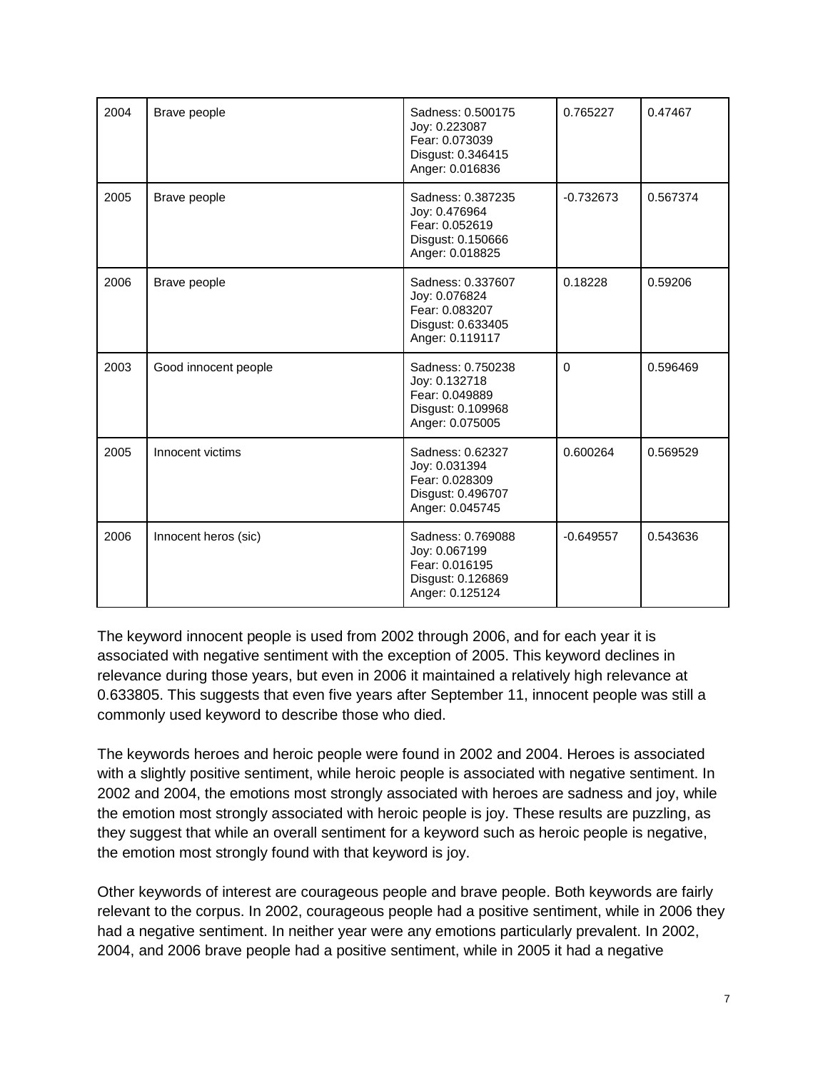| 2004 | Brave people | Sadness: 0.500175<br>Joy: 0.223087<br>Fear: 0.073039<br>Disgust: 0.346415<br>Anger: 0.016836 | 0.765227 | 0.47467 |
|---|---|---|---|---|
| 2005 | Brave people | Sadness: 0.387235<br>Joy: 0.476964<br>Fear: 0.052619<br>Disgust: 0.150666<br>Anger: 0.018825 | -0.732673 | 0.567374 |
| 2006 | Brave people | Sadness: 0.337607<br>Joy: 0.076824<br>Fear: 0.083207<br>Disgust: 0.633405<br>Anger: 0.119117 | 0.18228 | 0.59206 |
| 2003 | Good innocent people | Sadness: 0.750238<br>Joy: 0.132718<br>Fear: 0.049889<br>Disgust: 0.109968<br>Anger: 0.075005 | 0 | 0.596469 |
| 2005 | Innocent victims | Sadness: 0.62327<br>Joy: 0.031394<br>Fear: 0.028309<br>Disgust: 0.496707<br>Anger: 0.045745 | 0.600264 | 0.569529 |
| 2006 | Innocent heros (sic) | Sadness: 0.769088<br>Joy: 0.067199<br>Fear: 0.016195<br>Disgust: 0.126869<br>Anger: 0.125124 | -0.649557 | 0.543636 |

The keyword innocent people is used from 2002 through 2006, and for each year it is associated with negative sentiment with the exception of 2005. This keyword declines in relevance during those years, but even in 2006 it maintained a relatively high relevance at 0.633805. This suggests that even five years after September 11, innocent people was still a commonly used keyword to describe those who died.

The keywords heroes and heroic people were found in 2002 and 2004. Heroes is associated with a slightly positive sentiment, while heroic people is associated with negative sentiment. In 2002 and 2004, the emotions most strongly associated with heroes are sadness and joy, while the emotion most strongly associated with heroic people is joy. These results are puzzling, as they suggest that while an overall sentiment for a keyword such as heroic people is negative, the emotion most strongly found with that keyword is joy.

Other keywords of interest are courageous people and brave people. Both keywords are fairly relevant to the corpus. In 2002, courageous people had a positive sentiment, while in 2006 they had a negative sentiment. In neither year were any emotions particularly prevalent. In 2002, 2004, and 2006 brave people had a positive sentiment, while in 2005 it had a negative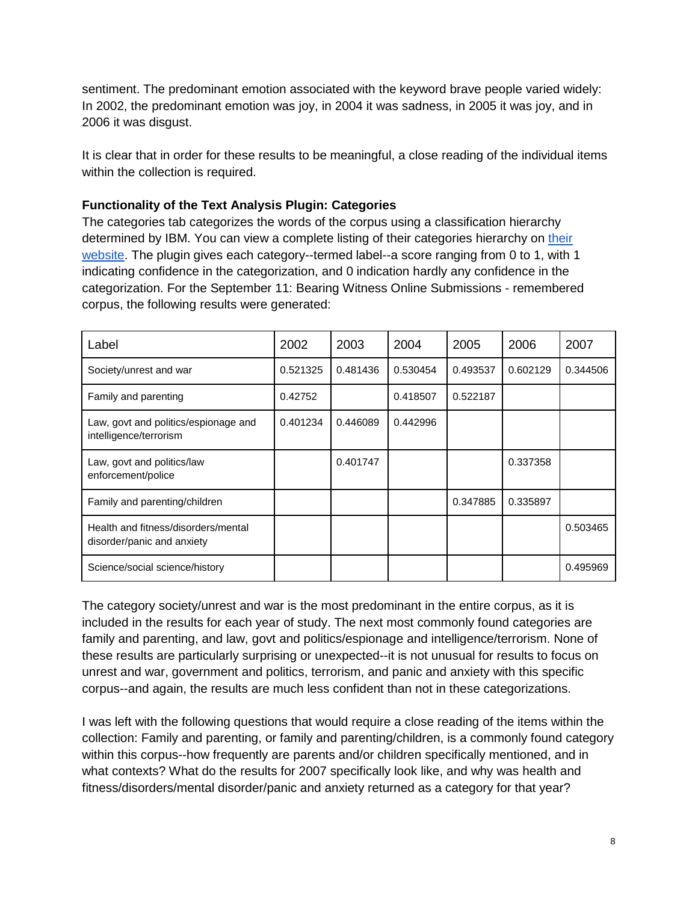sentiment. The predominant emotion associated with the keyword brave people varied widely: In 2002, the predominant emotion was joy, in 2004 it was sadness, in 2005 it was joy, and in 2006 it was disgust.

It is clear that in order for these results to be meaningful, a close reading of the individual items within the collection is required.

**Functionality of the Text Analysis Plugin: Categories**

The categories tab categorizes the words of the corpus using a classification hierarchy determined by IBM. You can view a complete listing of their categories hierarchy on [their website](). The plugin gives each category--termed label--a score ranging from 0 to 1, with 1 indicating confidence in the categorization, and 0 indication hardly any confidence in the categorization. For the September 11: Bearing Witness Online Submissions - remembered corpus, the following results were generated:

| Label | 2002 | 2003 | 2004 | 2005 | 2006 | 2007 |
|---|---|---|---|---|---|---|
| Society/unrest and war | 0.521325 | 0.481436 | 0.530454 | 0.493537 | 0.602129 | 0.344506 |
| Family and parenting | 0.42752 | | 0.418507 | 0.522187 | | |
| Law, govt and politics/espionage and intelligence/terrorism | 0.401234 | 0.446089 | 0.442996 | | | |
| Law, govt and politics/law enforcement/police | | 0.401747 | | | 0.337358 | |
| Family and parenting/children | | | | 0.347885 | 0.335897 | |
| Health and fitness/disorders/mental disorder/panic and anxiety | | | | | | 0.503465 |
| Science/social science/history | | | | | | 0.495969 |

The category society/unrest and war is the most predominant in the entire corpus, as it is included in the results for each year of study. The next most commonly found categories are family and parenting, and law, govt and politics/espionage and intelligence/terrorism. None of these results are particularly surprising or unexpected--it is not unusual for results to focus on unrest and war, government and politics, terrorism, and panic and anxiety with this specific corpus--and again, the results are much less confident than not in these categorizations.

I was left with the following questions that would require a close reading of the items within the collection: Family and parenting, or family and parenting/children, is a commonly found category within this corpus--how frequently are parents and/or children specifically mentioned, and in what contexts? What do the results for 2007 specifically look like, and why was health and fitness/disorders/mental disorder/panic and anxiety returned as a category for that year?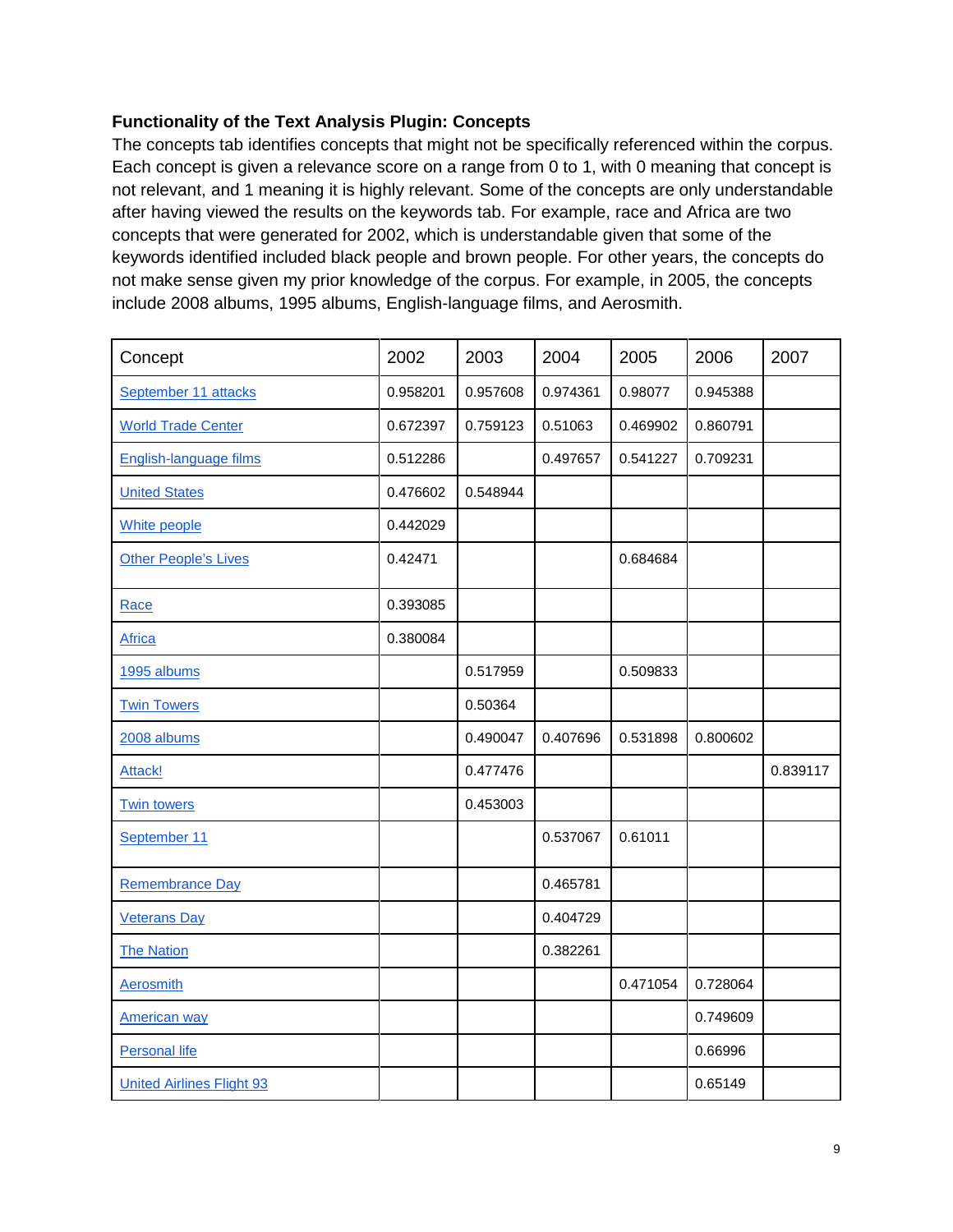**Functionality of the Text Analysis Plugin: Concepts**

The concepts tab identifies concepts that might not be specifically referenced within the corpus. Each concept is given a relevance score on a range from 0 to 1, with 0 meaning that concept is not relevant, and 1 meaning it is highly relevant. Some of the concepts are only understandable after having viewed the results on the keywords tab. For example, race and Africa are two concepts that were generated for 2002, which is understandable given that some of the keywords identified included black people and brown people. For other years, the concepts do not make sense given my prior knowledge of the corpus. For example, in 2005, the concepts include 2008 albums, 1995 albums, English-language films, and Aerosmith.

| Concept | 2002 | 2003 | 2004 | 2005 | 2006 | 2007 |
|---|---|---|---|---|---|---|
| September 11 attacks | 0.958201 | 0.957608 | 0.974361 | 0.98077 | 0.945388 | |
| World Trade Center | 0.672397 | 0.759123 | 0.51063 | 0.469902 | 0.860791 | |
| English-language films | 0.512286 | | 0.497657 | 0.541227 | 0.709231 | |
| United States | 0.476602 | 0.548944 | | | | |
| White people | 0.442029 | | | | | |
| Other People's Lives | 0.42471 | | | 0.684684 | | |
| Race | 0.393085 | | | | | |
| Africa | 0.380084 | | | | | |
| 1995 albums | | 0.517959 | | 0.509833 | | |
| Twin Towers | | 0.50364 | | | | |
| 2008 albums | | 0.490047 | 0.407696 | 0.531898 | 0.800602 | |
| Attack! | | 0.477476 | | | | 0.839117 |
| Twin towers | | 0.453003 | | | | |
| September 11 | | | 0.537067 | 0.61011 | | |
| Remembrance Day | | | 0.465781 | | | |
| Veterans Day | | | 0.404729 | | | |
| The Nation | | | 0.382261 | | | |
| Aerosmith | | | | 0.471054 | 0.728064 | |
| American way | | | | | 0.749609 | |
| Personal life | | | | | 0.66996 | |
| United Airlines Flight 93 | | | | | 0.65149 | |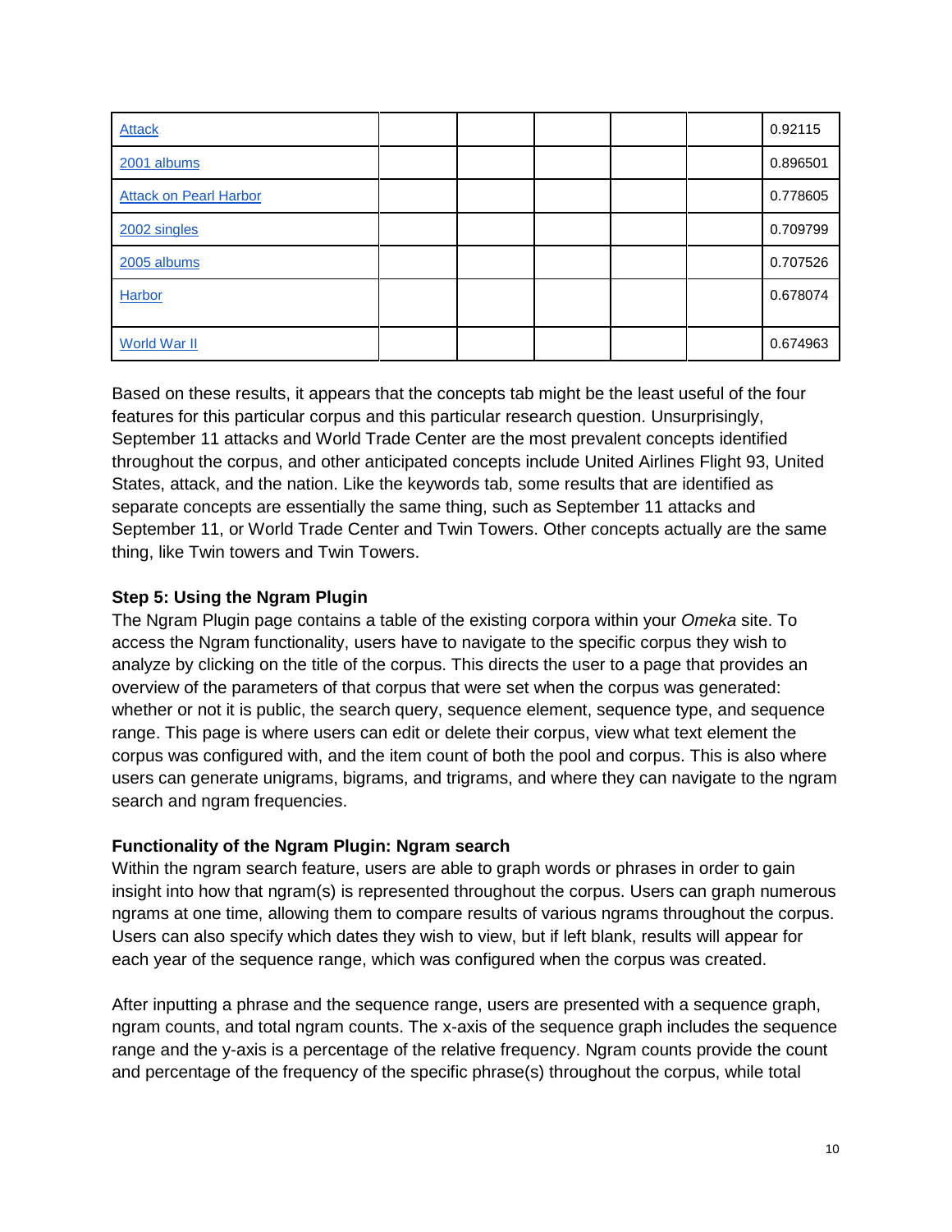| | | | | | | |
|---|---|---|---|---|---|---|
| [Attack]() | | | | | | 0.92115 |
| [2001 albums]() | | | | | | 0.896501 |
| [Attack on Pearl Harbor]() | | | | | | 0.778605 |
| [2002 singles]() | | | | | | 0.709799 |
| [2005 albums]() | | | | | | 0.707526 |
| [Harbor]() | | | | | | 0.678074 |
| [World War II]() | | | | | | 0.674963 |

Based on these results, it appears that the concepts tab might be the least useful of the four features for this particular corpus and this particular research question. Unsurprisingly, September 11 attacks and World Trade Center are the most prevalent concepts identified throughout the corpus, and other anticipated concepts include United Airlines Flight 93, United States, attack, and the nation. Like the keywords tab, some results that are identified as separate concepts are essentially the same thing, such as September 11 attacks and September 11, or World Trade Center and Twin Towers. Other concepts actually are the same thing, like Twin towers and Twin Towers.

**Step 5: Using the Ngram Plugin**
The Ngram Plugin page contains a table of the existing corpora within your *Omeka* site. To access the Ngram functionality, users have to navigate to the specific corpus they wish to analyze by clicking on the title of the corpus. This directs the user to a page that provides an overview of the parameters of that corpus that were set when the corpus was generated: whether or not it is public, the search query, sequence element, sequence type, and sequence range. This page is where users can edit or delete their corpus, view what text element the corpus was configured with, and the item count of both the pool and corpus. This is also where users can generate unigrams, bigrams, and trigrams, and where they can navigate to the ngram search and ngram frequencies.

**Functionality of the Ngram Plugin: Ngram search**
Within the ngram search feature, users are able to graph words or phrases in order to gain insight into how that ngram(s) is represented throughout the corpus. Users can graph numerous ngrams at one time, allowing them to compare results of various ngrams throughout the corpus. Users can also specify which dates they wish to view, but if left blank, results will appear for each year of the sequence range, which was configured when the corpus was created.

After inputting a phrase and the sequence range, users are presented with a sequence graph, ngram counts, and total ngram counts. The x-axis of the sequence graph includes the sequence range and the y-axis is a percentage of the relative frequency. Ngram counts provide the count and percentage of the frequency of the specific phrase(s) throughout the corpus, while total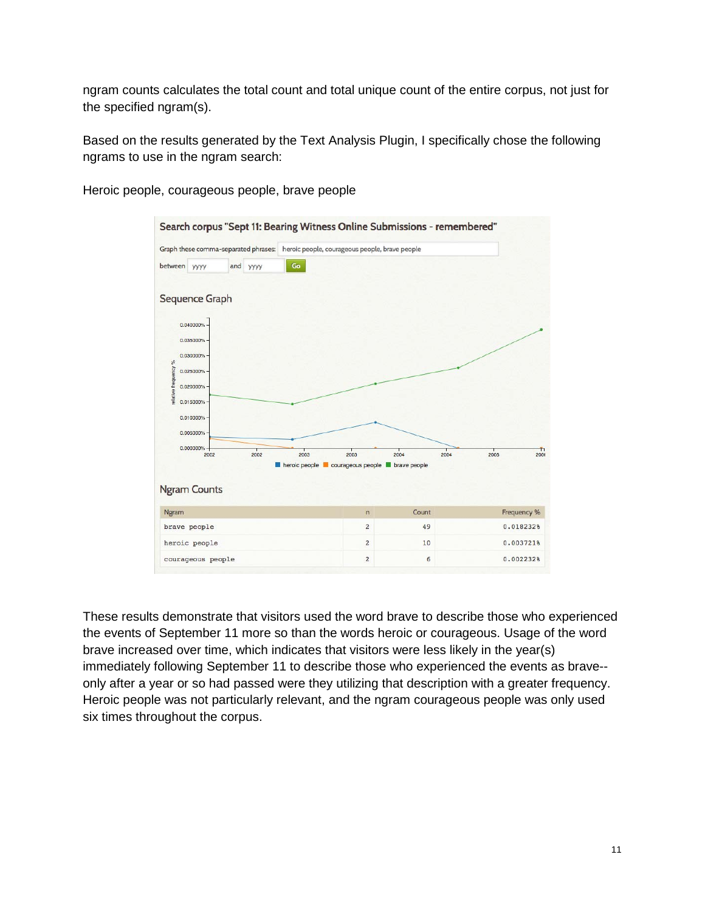ngram counts calculates the total count and total unique count of the entire corpus, not just for the specified ngram(s).

Based on the results generated by the Text Analysis Plugin, I specifically chose the following ngrams to use in the ngram search:

Heroic people, courageous people, brave people

Search corpus "Sept 11: Bearing Witness Online Submissions - remembered"

Graph these comma-separated phrases: heroic people, courageous people, brave people

between yyyy and yyyy Go

## Sequence Graph

## Ngram Counts

| Ngram | n | Count | Frequency % |
|---|---|---|---|
| brave people | 2 | 49 | 0.018232% |
| heroic people | 2 | 10 | 0.003721% |
| courageous people | 2 | 6 | 0.002232% |

These results demonstrate that visitors used the word brave to describe those who experienced the events of September 11 more so than the words heroic or courageous. Usage of the word brave increased over time, which indicates that visitors were less likely in the year(s) immediately following September 11 to describe those who experienced the events as brave--only after a year or so had passed were they utilizing that description with a greater frequency. Heroic people was not particularly relevant, and the ngram courageous people was only used six times throughout the corpus.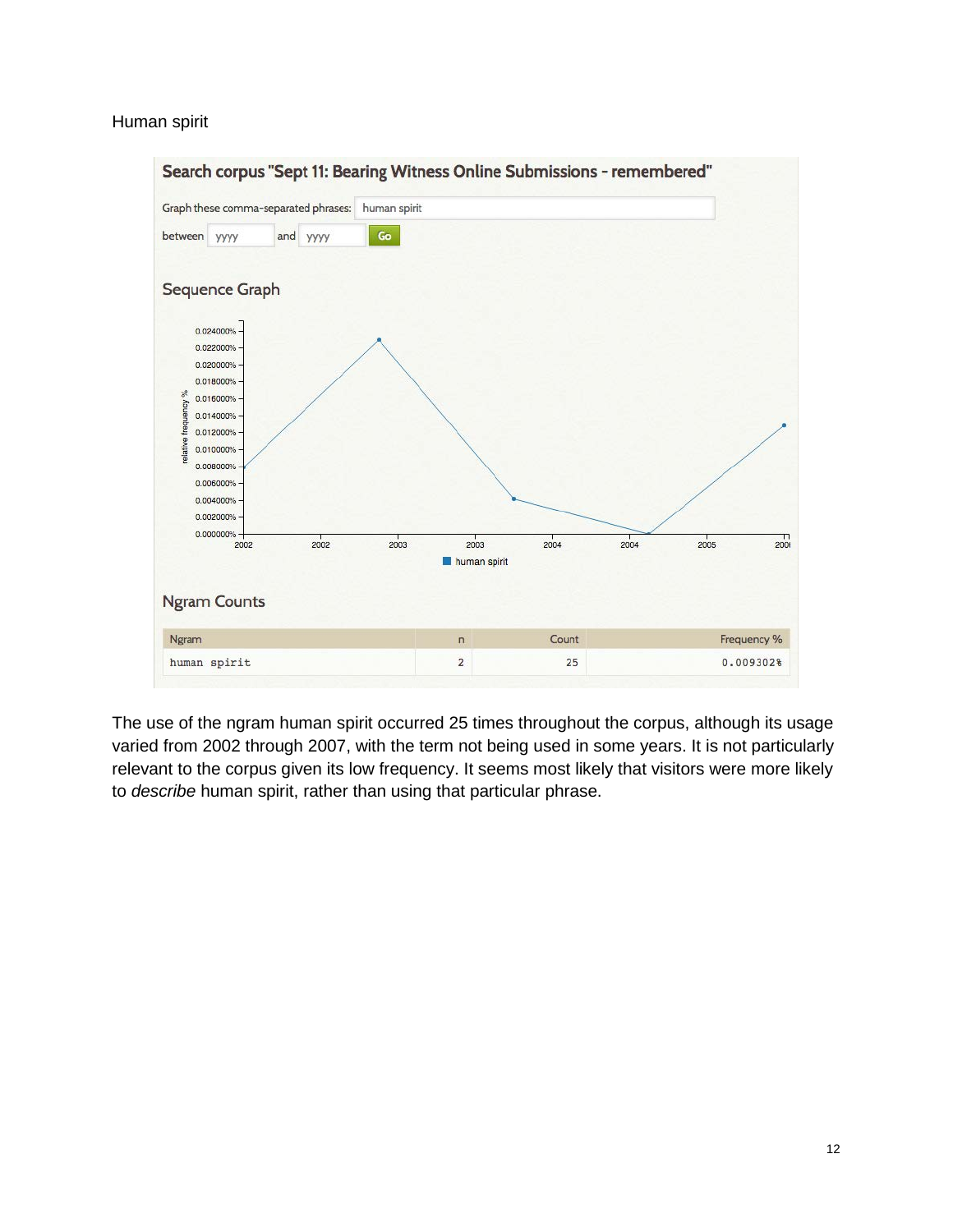Human spirit

**Search corpus "Sept 11: Bearing Witness Online Submissions - remembered"**

Graph these comma-separated phrases: human spirit

between yyyy and yyyy Go

## Sequence Graph

## Ngram Counts

| Ngram | n | Count | Frequency % |
|---|---|---|---|
| human spirit | 2 | 25 | 0.009302% |

The use of the ngram human spirit occurred 25 times throughout the corpus, although its usage varied from 2002 through 2007, with the term not being used in some years. It is not particularly relevant to the corpus given its low frequency. It seems most likely that visitors were more likely to *describe* human spirit, rather than using that particular phrase.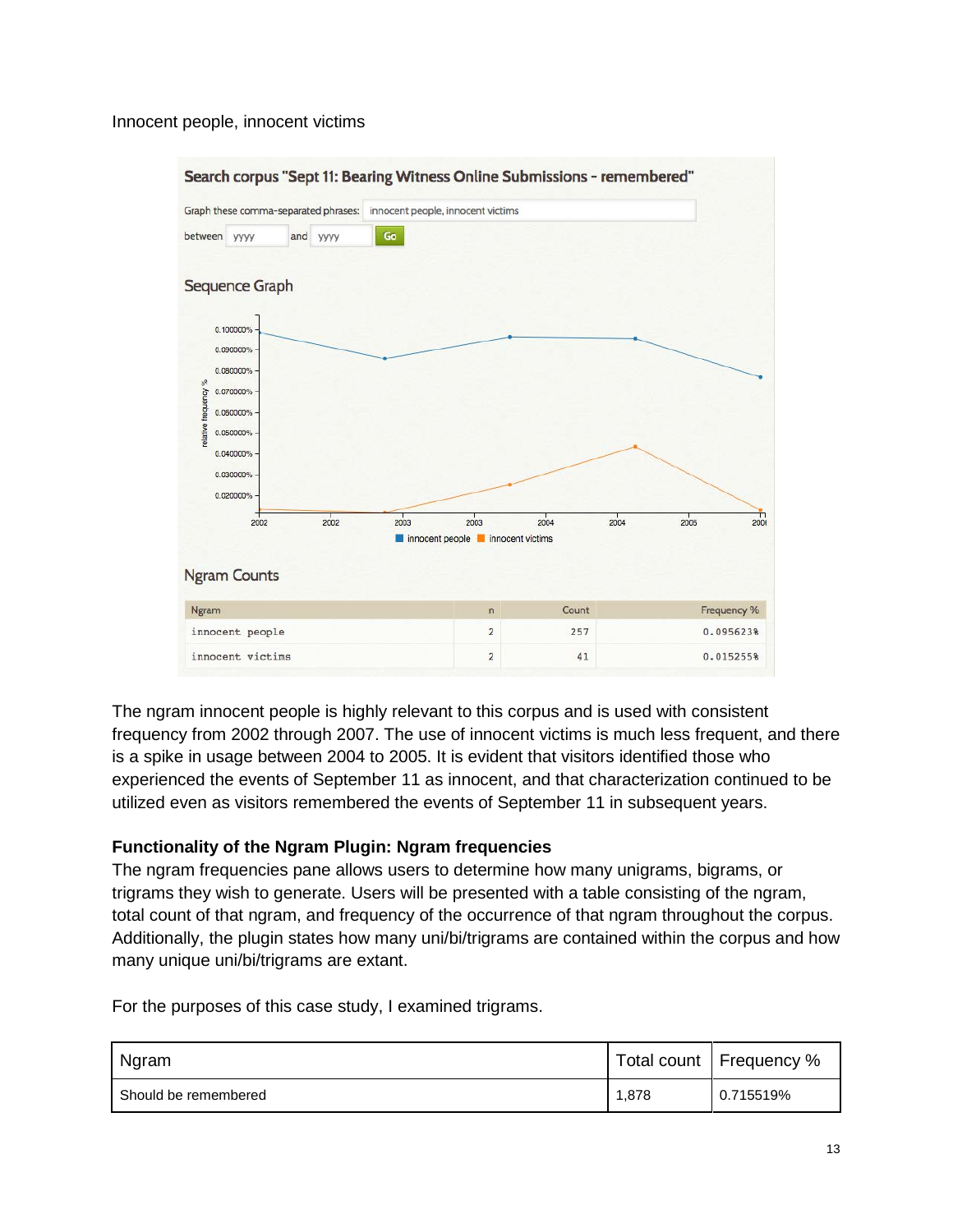Innocent people, innocent victims

**Search corpus "Sept 11: Bearing Witness Online Submissions - remembered"**

Graph these comma-separated phrases: innocent people, innocent victims

between yyyy and yyyy Go

Sequence Graph

Ngram Counts

| Ngram | n | Count | Frequency % |
|---|---|---|---|
| innocent people | 2 | 257 | 0.095623% |
| innocent victims | 2 | 41 | 0.015255% |

The ngram innocent people is highly relevant to this corpus and is used with consistent frequency from 2002 through 2007. The use of innocent victims is much less frequent, and there is a spike in usage between 2004 to 2005. It is evident that visitors identified those who experienced the events of September 11 as innocent, and that characterization continued to be utilized even as visitors remembered the events of September 11 in subsequent years.

**Functionality of the Ngram Plugin: Ngram frequencies**

The ngram frequencies pane allows users to determine how many unigrams, bigrams, or trigrams they wish to generate. Users will be presented with a table consisting of the ngram, total count of that ngram, and frequency of the occurrence of that ngram throughout the corpus. Additionally, the plugin states how many uni/bi/trigrams are contained within the corpus and how many unique uni/bi/trigrams are extant.

For the purposes of this case study, I examined trigrams.

| Ngram | Total count | Frequency % |
|---|---|---|
| Should be remembered | 1,878 | 0.715519% |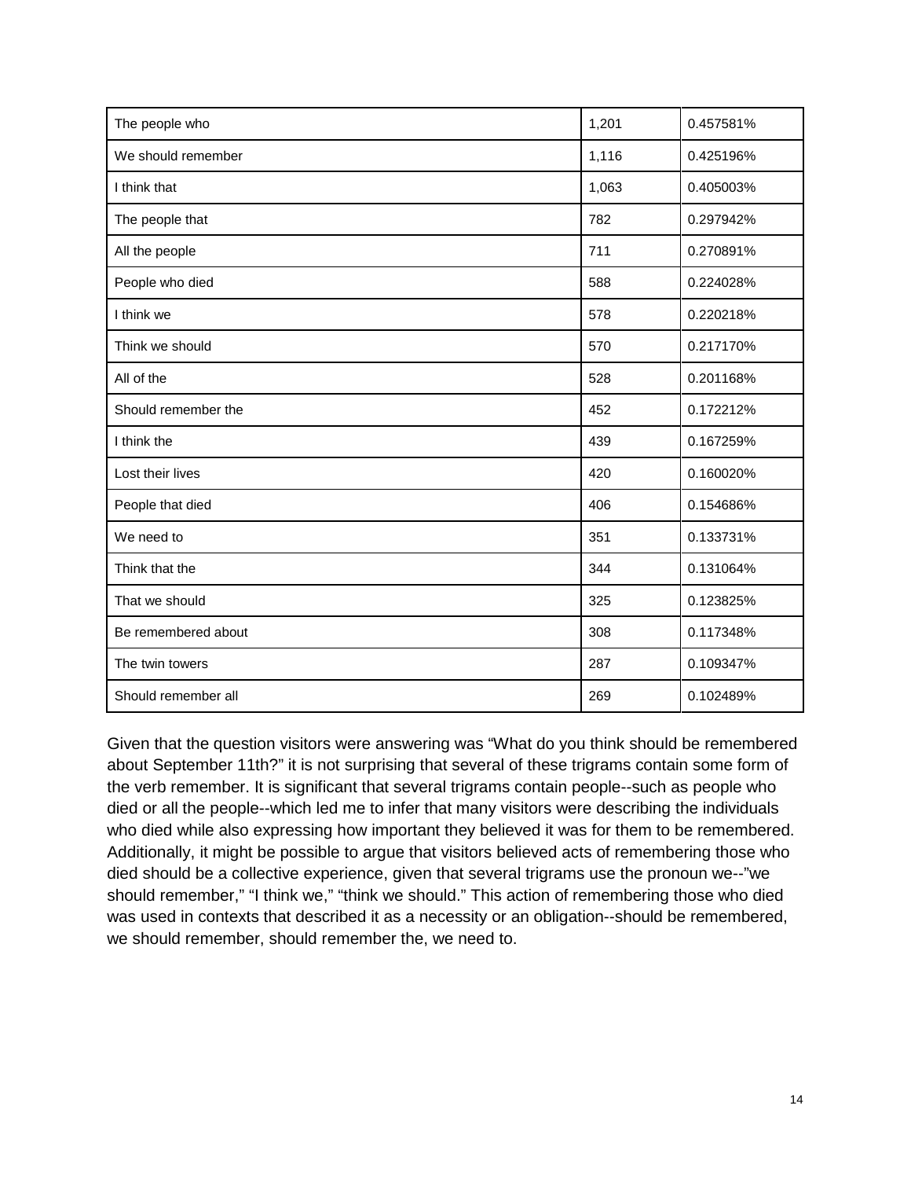| | | |
|---|---|---|
| The people who | 1,201 | 0.457581% |
| We should remember | 1,116 | 0.425196% |
| I think that | 1,063 | 0.405003% |
| The people that | 782 | 0.297942% |
| All the people | 711 | 0.270891% |
| People who died | 588 | 0.224028% |
| I think we | 578 | 0.220218% |
| Think we should | 570 | 0.217170% |
| All of the | 528 | 0.201168% |
| Should remember the | 452 | 0.172212% |
| I think the | 439 | 0.167259% |
| Lost their lives | 420 | 0.160020% |
| People that died | 406 | 0.154686% |
| We need to | 351 | 0.133731% |
| Think that the | 344 | 0.131064% |
| That we should | 325 | 0.123825% |
| Be remembered about | 308 | 0.117348% |
| The twin towers | 287 | 0.109347% |
| Should remember all | 269 | 0.102489% |

Given that the question visitors were answering was "What do you think should be remembered about September 11th?" it is not surprising that several of these trigrams contain some form of the verb remember. It is significant that several trigrams contain people--such as people who died or all the people--which led me to infer that many visitors were describing the individuals who died while also expressing how important they believed it was for them to be remembered. Additionally, it might be possible to argue that visitors believed acts of remembering those who died should be a collective experience, given that several trigrams use the pronoun we--"we should remember," "I think we," "think we should." This action of remembering those who died was used in contexts that described it as a necessity or an obligation--should be remembered, we should remember, should remember the, we need to.